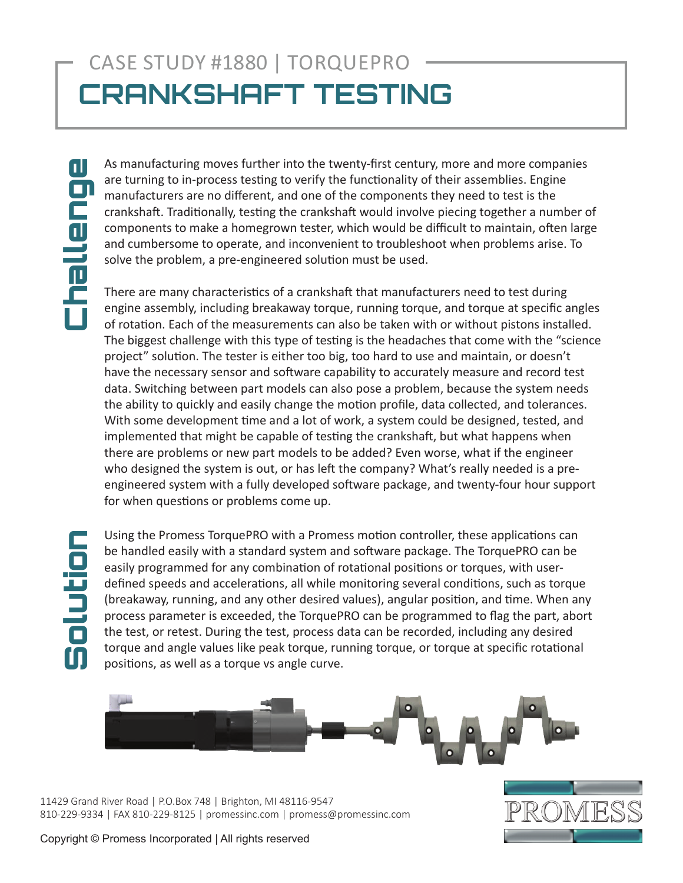# CASE STUDY #1880 | TORQUEPRO

# CRANKSHAFT TESTING

## Challenge

As manufacturing moves further into the twenty-first century, more and more companies are turning to in-process testing to verify the functionality of their assemblies. Engine manufacturers are no different, and one of the components they need to test is the crankshaft. Traditionally, testing the crankshaft would involve piecing together a number of components to make a homegrown tester, which would be difficult to maintain, often large and cumbersome to operate, and inconvenient to troubleshoot when problems arise. To solve the problem, a pre-engineered solution must be used.

There are many characteristics of a crankshaft that manufacturers need to test during engine assembly, including breakaway torque, running torque, and torque at specific angles of rotation. Each of the measurements can also be taken with or without pistons installed. The biggest challenge with this type of testing is the headaches that come with the "science project" solution. The tester is either too big, too hard to use and maintain, or doesn't have the necessary sensor and software capability to accurately measure and record test data. Switching between part models can also pose a problem, because the system needs the ability to quickly and easily change the motion profile, data collected, and tolerances. With some development time and a lot of work, a system could be designed, tested, and implemented that might be capable of testing the crankshaft, but what happens when there are problems or new part models to be added? Even worse, what if the engineer who designed the system is out, or has left the company? What's really needed is a pre-engineered system with a fully developed software package, and twenty-four hour support for when questions or problems come up.

## Solution

Using the Promess TorquePRO with a Promess motion controller, these applications can be handled easily with a standard system and software package. The TorquePRO can be easily programmed for any combination of rotational positions or torques, with user-defined speeds and accelerations, all while monitoring several conditions, such as torque (breakaway, running, and any other desired values), angular position, and time. When any process parameter is exceeded, the TorquePRO can be programmed to flag the part, abort the test, or retest. During the test, process data can be recorded, including any desired torque and angle values like peak torque, running torque, or torque at specific rotational positions, as well as a torque vs angle curve.

11429 Grand River Road | P.O.Box 748 | Brighton, MI 48116-9547
810-229-9334 | FAX 810-229-8125 | promessinc.com | promess@promessinc.com

PROMESS

Copyright © Promess Incorporated | All rights reserved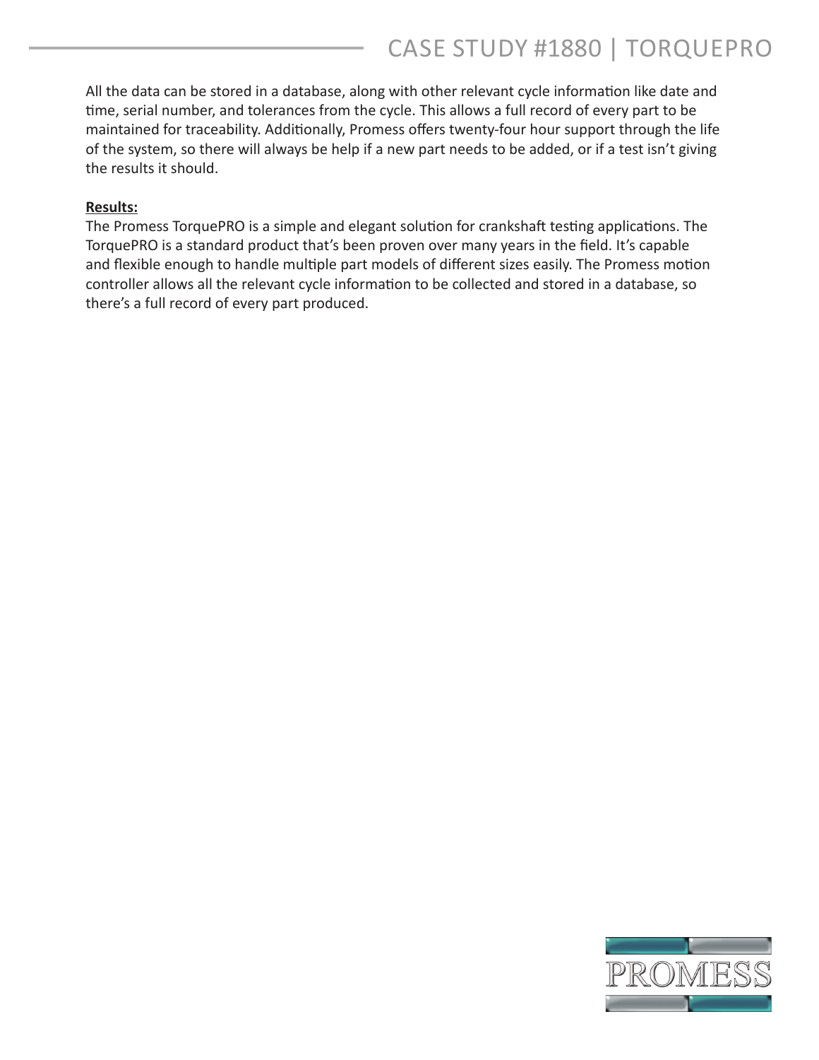All the data can be stored in a database, along with other relevant cycle information like date and time, serial number, and tolerances from the cycle. This allows a full record of every part to be maintained for traceability. Additionally, Promess offers twenty-four hour support through the life of the system, so there will always be help if a new part needs to be added, or if a test isn't giving the results it should.

**Results:**

The Promess TorquePRO is a simple and elegant solution for crankshaft testing applications. The TorquePRO is a standard product that's been proven over many years in the field. It's capable and flexible enough to handle multiple part models of different sizes easily. The Promess motion controller allows all the relevant cycle information to be collected and stored in a database, so there's a full record of every part produced.